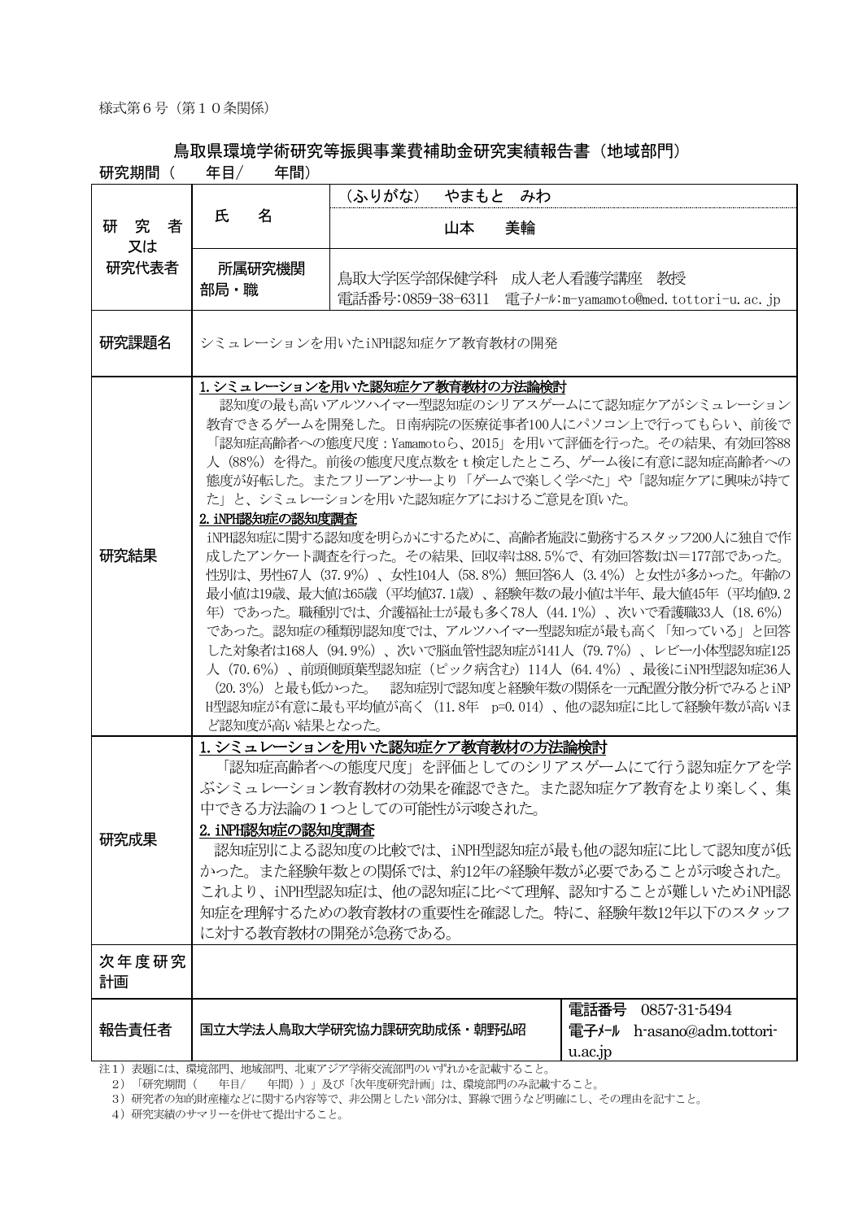様式第６号（第１０条関係）

# 鳥取県環境学術研究等振興事業費補助金研究実績報告書（地域部門）

研究期間（　　年目/　　年間）

| | | |
|---|---|---|
| 研究者又は研究代表者 | 氏　　名 | （ふりがな）　やまもと　みわ<br>山本　　美輪 |
| | 所属研究機関部局・職 | 鳥取大学医学部保健学科　成人老人看護学講座　教授<br>電話番号:0859-38-6311　電子ﾒｰﾙ:m-yamamoto@med.tottori-u.ac.jp |
| 研究課題名 | シミュレーションを用いたiNPH認知症ケア教育教材の開発 | |
| 研究結果 | **1.シミュレーションを用いた認知症ケア教育教材の方法論検討**<br>認知度の最も高いアルツハイマー型認知症のシリアスゲームにて認知症ケアがシミュレーション教育できるゲームを開発した。日南病院の医療従事者100人にパソコン上で行ってもらい、前後で「認知症高齢者への態度尺度：Yamamotoら、2015」を用いて評価を行った。その結果、有効回答88人（88%）を得た。前後の態度尺度点数をｔ検定したところ、ゲーム後に有意に認知症高齢者への態度が好転した。またフリーアンサーより「ゲームで楽しく学べた」や「認知症ケアに興味が持てた」と、シミュレーションを用いた認知症ケアにおけるご意見を頂いた。<br>**2.iNPH認知症の認知度調査**<br>iNPH認知症に関する認知度を明らかにするために、高齢者施設に勤務するスタッフ200人に独自で作成したアンケート調査を行った。その結果、回収率は88.5%で、有効回答数はN＝177部であった。性別は、男性67人（37.9%）、女性104人（58.8%）無回答6人（3.4%）と女性が多かった。年齢の最小値は19歳、最大値は65歳（平均値37.1歳）、経験年数の最小値は半年、最大値45年（平均値9.2年）であった。職種別では、介護福祉士が最も多く78人（44.1%）、次いで看護職33人（18.6%）であった。認知症の種類別認知度では、アルツハイマー型認知症が最も高く「知っている」と回答した対象者は168人（94.9%）、次いで脳血管性認知症が141人（79.7%）、レビー小体型認知症125人（70.6%）、前頭側頭葉型認知症（ピック病含む）114人（64.4%）、最後にiNPH型認知症36人（20.3%）と最も低かった。　認知症別で認知度と経験年数の関係を一元配置分散分析でみるとiNPH型認知症が有意に最も平均値が高く（11.8年　p=0.014）、他の認知症に比して経験年数が高いほど認知度が高い結果となった。 | |
| 研究成果 | **1.シミュレーションを用いた認知症ケア教育教材の方法論検討**<br>「認知症高齢者への態度尺度」を評価としてのシリアスゲームにて行う認知症ケアを学ぶシミュレーション教育教材の効果を確認できた。また認知症ケア教育をより楽しく、集中できる方法論の１つとしての可能性が示唆された。<br>**2.iNPH認知症の認知度調査**<br>認知症別による認知度の比較では、iNPH型認知症が最も他の認知症に比して認知度が低かった。また経験年数との関係では、約12年の経験年数が必要であることが示唆された。これより、iNPH型認知症は、他の認知症に比べて理解、認知することが難しいためiNPH認知症を理解するための教育教材の重要性を確認した。特に、経験年数12年以下のスタッフに対する教育教材の開発が急務である。 | |
| 次年度研究計画 | | |
| 報告責任者 | 国立大学法人鳥取大学研究協力課研究助成係・朝野弘昭 | 電話番号　0857-31-5494<br>電子ﾒｰﾙ　h-asano@adm.tottori-u.ac.jp |

注１）表題には、環境部門、地域部門、北東アジア学術交流部門のいずれかを記載すること。
２）「研究期間（　　年目/　　年間））」及び「次年度研究計画」は、環境部門のみ記載すること。
３）研究者の知的財産権などに関する内容等で、非公開としたい部分は、罫線で囲うなど明確にし、その理由を記すこと。
４）研究実績のサマリーを併せて提出すること。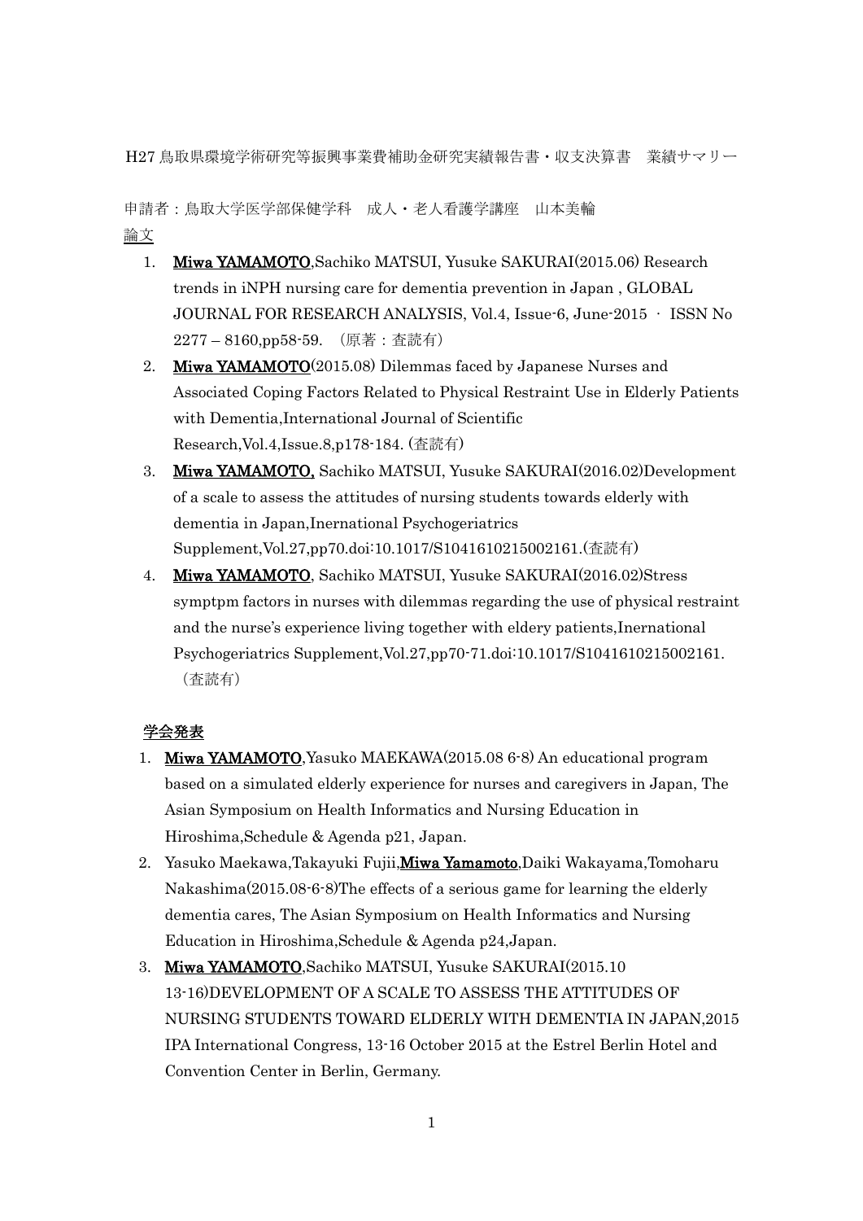H27 鳥取県環境学術研究等振興事業費補助金研究実績報告書・収支決算書　業績サマリー

申請者：鳥取大学医学部保健学科　成人・老人看護学講座　山本美輪

論文

1. **Miwa YAMAMOTO**,Sachiko MATSUI, Yusuke SAKURAI(2015.06) Research trends in iNPH nursing care for dementia prevention in Japan , GLOBAL JOURNAL FOR RESEARCH ANALYSIS, Vol.4, Issue-6, June-2015 ・ ISSN No 2277 – 8160,pp58-59. （原著：査読有）
2. **Miwa YAMAMOTO**(2015.08) Dilemmas faced by Japanese Nurses and Associated Coping Factors Related to Physical Restraint Use in Elderly Patients with Dementia,International Journal of Scientific Research,Vol.4,Issue.8,p178-184. (査読有)
3. **Miwa YAMAMOTO,** Sachiko MATSUI, Yusuke SAKURAI(2016.02)Development of a scale to assess the attitudes of nursing students towards elderly with dementia in Japan,Inernational Psychogeriatrics Supplement,Vol.27,pp70.doi:10.1017/S1041610215002161.(査読有)
4. **Miwa YAMAMOTO**, Sachiko MATSUI, Yusuke SAKURAI(2016.02)Stress symptpm factors in nurses with dilemmas regarding the use of physical restraint and the nurse's experience living together with eldery patients,Inernational Psychogeriatrics Supplement,Vol.27,pp70-71.doi:10.1017/S1041610215002161. （査読有）

学会発表

1. **Miwa YAMAMOTO**,Yasuko MAEKAWA(2015.08 6-8) An educational program based on a simulated elderly experience for nurses and caregivers in Japan, The Asian Symposium on Health Informatics and Nursing Education in Hiroshima,Schedule & Agenda p21, Japan.
2. Yasuko Maekawa,Takayuki Fujii,**Miwa Yamamoto**,Daiki Wakayama,Tomoharu Nakashima(2015.08-6-8)The effects of a serious game for learning the elderly dementia cares, The Asian Symposium on Health Informatics and Nursing Education in Hiroshima,Schedule & Agenda p24,Japan.
3. **Miwa YAMAMOTO**,Sachiko MATSUI, Yusuke SAKURAI(2015.10 13-16)DEVELOPMENT OF A SCALE TO ASSESS THE ATTITUDES OF NURSING STUDENTS TOWARD ELDERLY WITH DEMENTIA IN JAPAN,2015 IPA International Congress, 13-16 October 2015 at the Estrel Berlin Hotel and Convention Center in Berlin, Germany.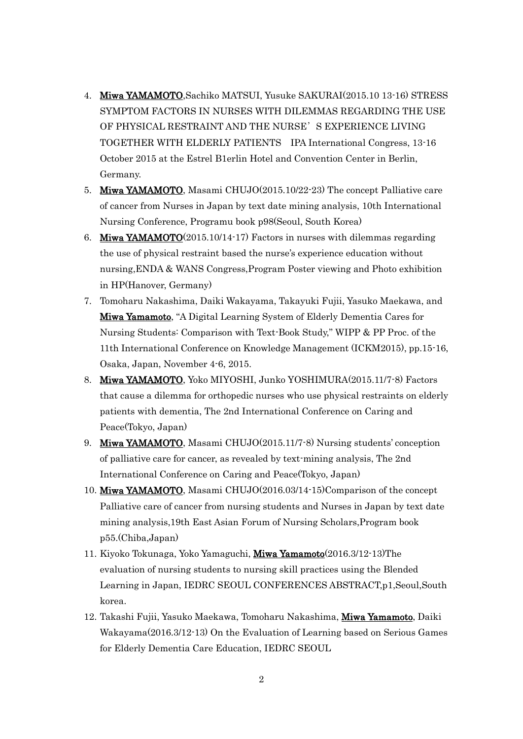4. **Miwa YAMAMOTO**,Sachiko MATSUI, Yusuke SAKURAI(2015.10 13-16) STRESS SYMPTOM FACTORS IN NURSES WITH DILEMMAS REGARDING THE USE OF PHYSICAL RESTRAINT AND THE NURSE'S EXPERIENCE LIVING TOGETHER WITH ELDERLY PATIENTS IPA International Congress, 13-16 October 2015 at the Estrel B1erlin Hotel and Convention Center in Berlin, Germany.
5. **Miwa YAMAMOTO**, Masami CHUJO(2015.10/22-23) The concept Palliative care of cancer from Nurses in Japan by text date mining analysis, 10th International Nursing Conference, Programu book p98(Seoul, South Korea)
6. **Miwa YAMAMOTO**(2015.10/14-17) Factors in nurses with dilemmas regarding the use of physical restraint based the nurse's experience education without nursing,ENDA & WANS Congress,Program Poster viewing and Photo exhibition in HP(Hanover, Germany)
7. Tomoharu Nakashima, Daiki Wakayama, Takayuki Fujii, Yasuko Maekawa, and **Miwa Yamamoto**, "A Digital Learning System of Elderly Dementia Cares for Nursing Students: Comparison with Text-Book Study," WIPP & PP Proc. of the 11th International Conference on Knowledge Management (ICKM2015), pp.15-16, Osaka, Japan, November 4-6, 2015.
8. **Miwa YAMAMOTO**, Yoko MIYOSHI, Junko YOSHIMURA(2015.11/7-8) Factors that cause a dilemma for orthopedic nurses who use physical restraints on elderly patients with dementia, The 2nd International Conference on Caring and Peace(Tokyo, Japan)
9. **Miwa YAMAMOTO**, Masami CHUJO(2015.11/7-8) Nursing students' conception of palliative care for cancer, as revealed by text-mining analysis, The 2nd International Conference on Caring and Peace(Tokyo, Japan)
10. **Miwa YAMAMOTO**, Masami CHUJO(2016.03/14-15)Comparison of the concept Palliative care of cancer from nursing students and Nurses in Japan by text date mining analysis,19th East Asian Forum of Nursing Scholars,Program book p55.(Chiba,Japan)
11. Kiyoko Tokunaga, Yoko Yamaguchi, **Miwa Yamamoto**(2016.3/12-13)The evaluation of nursing students to nursing skill practices using the Blended Learning in Japan, IEDRC SEOUL CONFERENCES ABSTRACT,p1,Seoul,South korea.
12. Takashi Fujii, Yasuko Maekawa, Tomoharu Nakashima, **Miwa Yamamoto**, Daiki Wakayama(2016.3/12-13) On the Evaluation of Learning based on Serious Games for Elderly Dementia Care Education, IEDRC SEOUL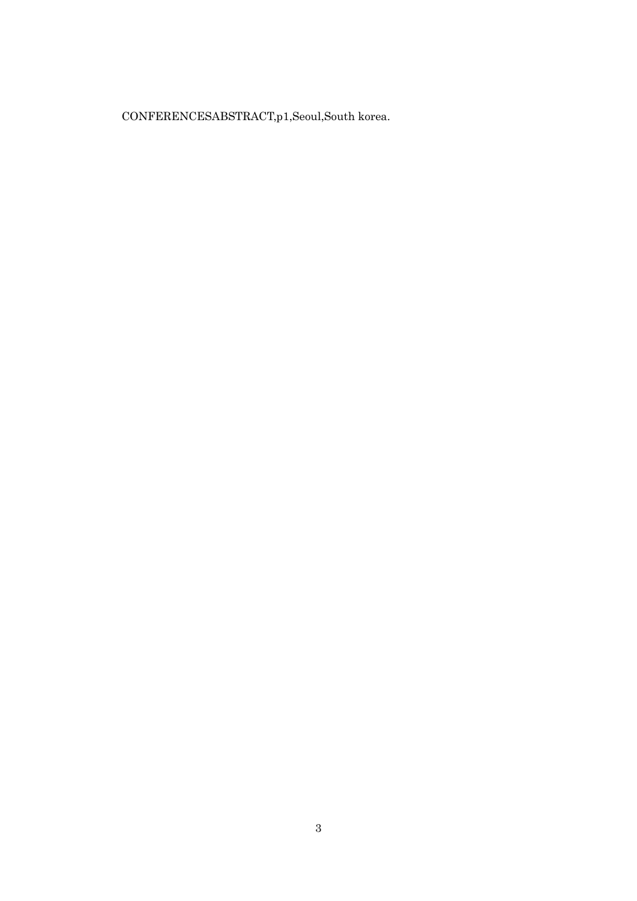CONFERENCESABSTRACT,p1,Seoul,South korea.